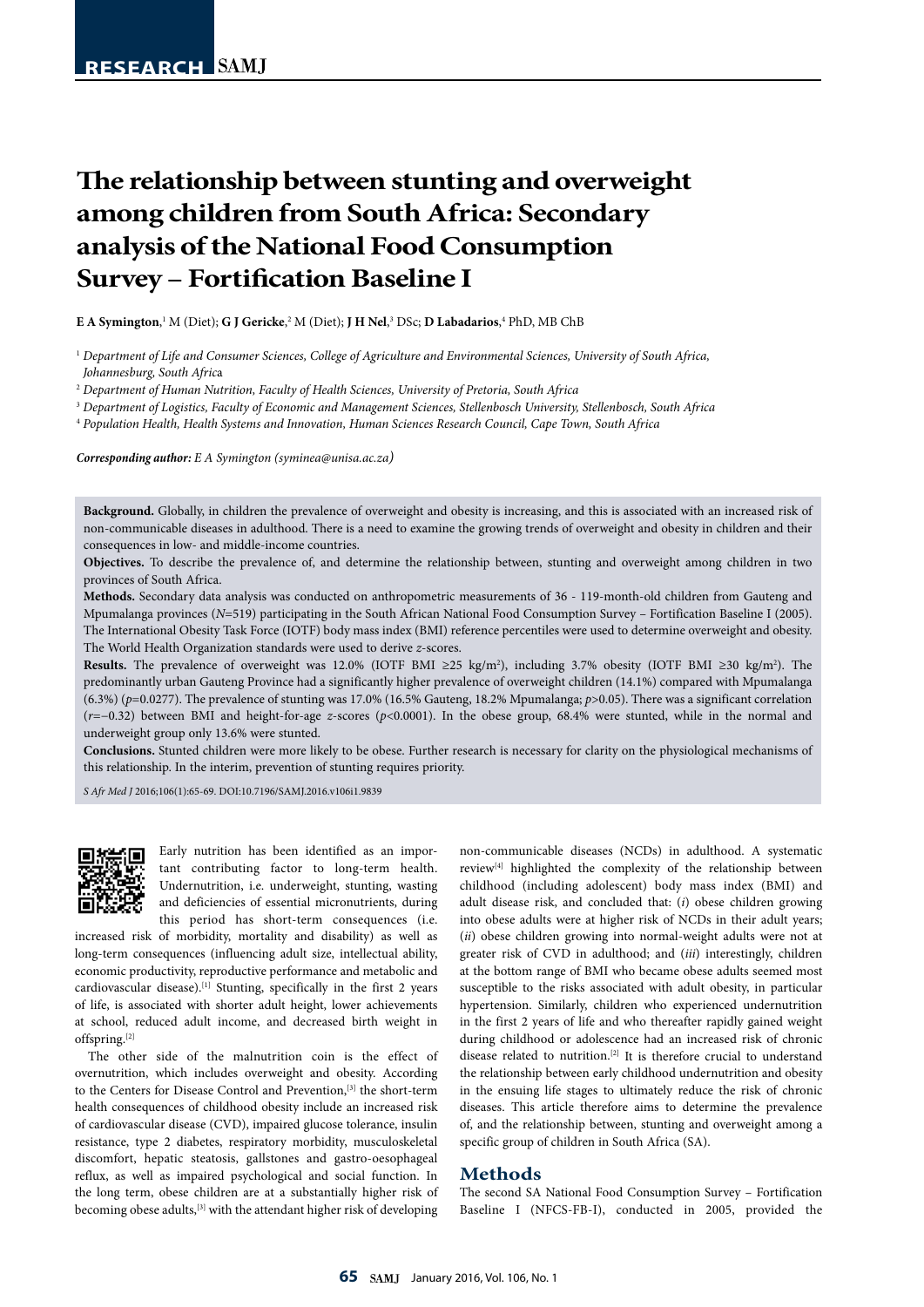# The relationship between stunting and overweight among children from South Africa: Secondary analysis of the National Food Consumption Survey – Fortification Baseline I

**E A Symington**,[1] M (Diet); **G J Gericke**,[2] M (Diet); **J H Nel**,[3] DSc; **D Labadarios**,[4] PhD, MB ChB

[1] *Department of Life and Consumer Sciences, College of Agriculture and Environmental Sciences, University of South Africa, Johannesburg, South Africa*

[2] *Department of Human Nutrition, Faculty of Health Sciences, University of Pretoria, South Africa*

[3] *Department of Logistics, Faculty of Economic and Management Sciences, Stellenbosch University, Stellenbosch, South Africa*

[4] *Population Health, Health Systems and Innovation, Human Sciences Research Council, Cape Town, South Africa*

***Corresponding author:** E A Symington (syminea@unisa.ac.za)*

**Background.** Globally, in children the prevalence of overweight and obesity is increasing, and this is associated with an increased risk of non-communicable diseases in adulthood. There is a need to examine the growing trends of overweight and obesity in children and their consequences in low- and middle-income countries.

**Objectives.** To describe the prevalence of, and determine the relationship between, stunting and overweight among children in two provinces of South Africa.

**Methods.** Secondary data analysis was conducted on anthropometric measurements of 36 - 119-month-old children from Gauteng and Mpumalanga provinces (*N*=519) participating in the South African National Food Consumption Survey – Fortification Baseline I (2005). The International Obesity Task Force (IOTF) body mass index (BMI) reference percentiles were used to determine overweight and obesity. The World Health Organization standards were used to derive *z*-scores.

**Results.** The prevalence of overweight was 12.0% (IOTF BMI ≥25 kg/m$^2$), including 3.7% obesity (IOTF BMI ≥30 kg/m$^2$). The predominantly urban Gauteng Province had a significantly higher prevalence of overweight children (14.1%) compared with Mpumalanga (6.3%) ($p$=0.0277). The prevalence of stunting was 17.0% (16.5% Gauteng, 18.2% Mpumalanga; $p$>0.05). There was a significant correlation ($r$=–0.32) between BMI and height-for-age *z*-scores ($p$<0.0001). In the obese group, 68.4% were stunted, while in the normal and underweight group only 13.6% were stunted.

**Conclusions.** Stunted children were more likely to be obese. Further research is necessary for clarity on the physiological mechanisms of this relationship. In the interim, prevention of stunting requires priority.

*S Afr Med J* 2016;106(1):65-69. DOI:10.7196/SAMJ.2016.v106i1.9839

Early nutrition has been identified as an important contributing factor to long-term health. Undernutrition, i.e. underweight, stunting, wasting and deficiencies of essential micronutrients, during this period has short-term consequences (i.e. increased risk of morbidity, mortality and disability) as well as long-term consequences (influencing adult size, intellectual ability, economic productivity, reproductive performance and metabolic and cardiovascular disease).[1] Stunting, specifically in the first 2 years of life, is associated with shorter adult height, lower achievements at school, reduced adult income, and decreased birth weight in offspring.[2]

The other side of the malnutrition coin is the effect of overnutrition, which includes overweight and obesity. According to the Centers for Disease Control and Prevention,[3] the short-term health consequences of childhood obesity include an increased risk of cardiovascular disease (CVD), impaired glucose tolerance, insulin resistance, type 2 diabetes, respiratory morbidity, musculoskeletal discomfort, hepatic steatosis, gallstones and gastro-oesophageal reflux, as well as impaired psychological and social function. In the long term, obese children are at a substantially higher risk of becoming obese adults,[3] with the attendant higher risk of developing non-communicable diseases (NCDs) in adulthood. A systematic review[4] highlighted the complexity of the relationship between childhood (including adolescent) body mass index (BMI) and adult disease risk, and concluded that: (*i*) obese children growing into obese adults were at higher risk of NCDs in their adult years; (*ii*) obese children growing into normal-weight adults were not at greater risk of CVD in adulthood; and (*iii*) interestingly, children at the bottom range of BMI who became obese adults seemed most susceptible to the risks associated with adult obesity, in particular hypertension. Similarly, children who experienced undernutrition in the first 2 years of life and who thereafter rapidly gained weight during childhood or adolescence had an increased risk of chronic disease related to nutrition.[2] It is therefore crucial to understand the relationship between early childhood undernutrition and obesity in the ensuing life stages to ultimately reduce the risk of chronic diseases. This article therefore aims to determine the prevalence of, and the relationship between, stunting and overweight among a specific group of children in South Africa (SA).

## Methods

The second SA National Food Consumption Survey – Fortification Baseline I (NFCS-FB-I), conducted in 2005, provided the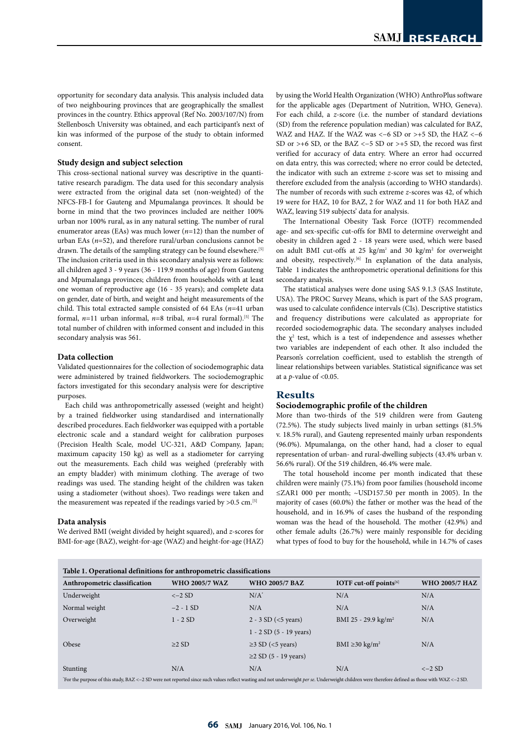opportunity for secondary data analysis. This analysis included data of two neighbouring provinces that are geographically the smallest provinces in the country. Ethics approval (Ref No. 2003/107/N) from Stellenbosch University was obtained, and each participant's next of kin was informed of the purpose of the study to obtain informed consent.

### Study design and subject selection

This cross-sectional national survey was descriptive in the quantitative research paradigm. The data used for this secondary analysis were extracted from the original data set (non-weighted) of the NFCS-FB-I for Gauteng and Mpumalanga provinces. It should be borne in mind that the two provinces included are neither 100% urban nor 100% rural, as in any natural setting. The number of rural enumerator areas (EAs) was much lower (*n*=12) than the number of urban EAs (*n*=52), and therefore rural/urban conclusions cannot be drawn. The details of the sampling strategy can be found elsewhere.[5] The inclusion criteria used in this secondary analysis were as follows: all children aged 3 - 9 years (36 - 119.9 months of age) from Gauteng and Mpumalanga provinces; children from households with at least one woman of reproductive age (16 - 35 years); and complete data on gender, date of birth, and weight and height measurements of the child. This total extracted sample consisted of 64 EAs (*n*=41 urban formal, *n*=11 urban informal, *n*=8 tribal, *n*=4 rural formal).[5] The total number of children with informed consent and included in this secondary analysis was 561.

### Data collection

Validated questionnaires for the collection of sociodemographic data were administered by trained fieldworkers. The sociodemographic factors investigated for this secondary analysis were for descriptive purposes.

Each child was anthropometrically assessed (weight and height) by a trained fieldworker using standardised and internationally described procedures. Each fieldworker was equipped with a portable electronic scale and a standard weight for calibration purposes (Precision Health Scale, model UC-321, A&D Company, Japan; maximum capacity 150 kg) as well as a stadiometer for carrying out the measurements. Each child was weighed (preferably with an empty bladder) with minimum clothing. The average of two readings was used. The standing height of the children was taken using a stadiometer (without shoes). Two readings were taken and the measurement was repeated if the readings varied by >0.5 cm.[5]

### Data analysis

We derived BMI (weight divided by height squared), and *z*-scores for BMI-for-age (BAZ), weight-for-age (WAZ) and height-for-age (HAZ) by using the World Health Organization (WHO) AnthroPlus software for the applicable ages (Department of Nutrition, WHO, Geneva). For each child, a *z*-score (i.e. the number of standard deviations (SD) from the reference population median) was calculated for BAZ, WAZ and HAZ. If the WAZ was <−6 SD or >+5 SD, the HAZ <−6 SD or >+6 SD, or the BAZ <−5 SD or >+5 SD, the record was first verified for accuracy of data entry. Where an error had occurred on data entry, this was corrected; where no error could be detected, the indicator with such an extreme *z*-score was set to missing and therefore excluded from the analysis (according to WHO standards). The number of records with such extreme *z*-scores was 42, of which 19 were for HAZ, 10 for BAZ, 2 for WAZ and 11 for both HAZ and WAZ, leaving 519 subjects' data for analysis.

The International Obesity Task Force (IOTF) recommended age- and sex-specific cut-offs for BMI to determine overweight and obesity in children aged 2 - 18 years were used, which were based on adult BMI cut-offs at 25 kg/m² and 30 kg/m² for overweight and obesity, respectively.[6] In explanation of the data analysis, Table 1 indicates the anthropometric operational definitions for this secondary analysis.

The statistical analyses were done using SAS 9.1.3 (SAS Institute, USA). The PROC Survey Means, which is part of the SAS program, was used to calculate confidence intervals (CIs). Descriptive statistics and frequency distributions were calculated as appropriate for recorded sociodemographic data. The secondary analyses included the $\chi^2$ test, which is a test of independence and assesses whether two variables are independent of each other. It also included the Pearson's correlation coefficient, used to establish the strength of linear relationships between variables. Statistical significance was set at a *p*-value of <0.05.

## Results

### Sociodemographic profile of the children

More than two-thirds of the 519 children were from Gauteng (72.5%). The study subjects lived mainly in urban settings (81.5% v. 18.5% rural), and Gauteng represented mainly urban respondents (96.0%). Mpumalanga, on the other hand, had a closer to equal representation of urban- and rural-dwelling subjects (43.4% urban v. 56.6% rural). Of the 519 children, 46.4% were male.

The total household income per month indicated that these children were mainly (75.1%) from poor families (household income ≤ZAR1 000 per month; ~USD157.50 per month in 2005). In the majority of cases (60.0%) the father or mother was the head of the household, and in 16.9% of cases the husband of the responding woman was the head of the household. The mother (42.9%) and other female adults (26.7%) were mainly responsible for deciding what types of food to buy for the household, while in 14.7% of cases

**Table 1. Operational definitions for anthropometric classifications**

| Anthropometric classification | WHO 2005/7 WAZ | WHO 2005/7 BAZ | IOTF cut-off points[6] | WHO 2005/7 HAZ |
|---|---|---|---|---|
| Underweight | <−2 SD | N/A* | N/A | N/A |
| Normal weight | −2 - 1 SD | N/A | N/A | N/A |
| Overweight | 1 - 2 SD | 2 - 3 SD (<5 years) | BMI 25 - 29.9 kg/m² | N/A |
| | | 1 - 2 SD (5 - 19 years) | | |
| Obese | ≥2 SD | ≥3 SD (<5 years) | BMI ≥30 kg/m² | N/A |
| | | ≥2 SD (5 - 19 years) | | |
| Stunting | N/A | N/A | N/A | <−2 SD |

*For the purpose of this study, BAZ <−2 SD were not reported since such values reflect wasting and not underweight *per se*. Underweight children were therefore defined as those with WAZ <−2 SD.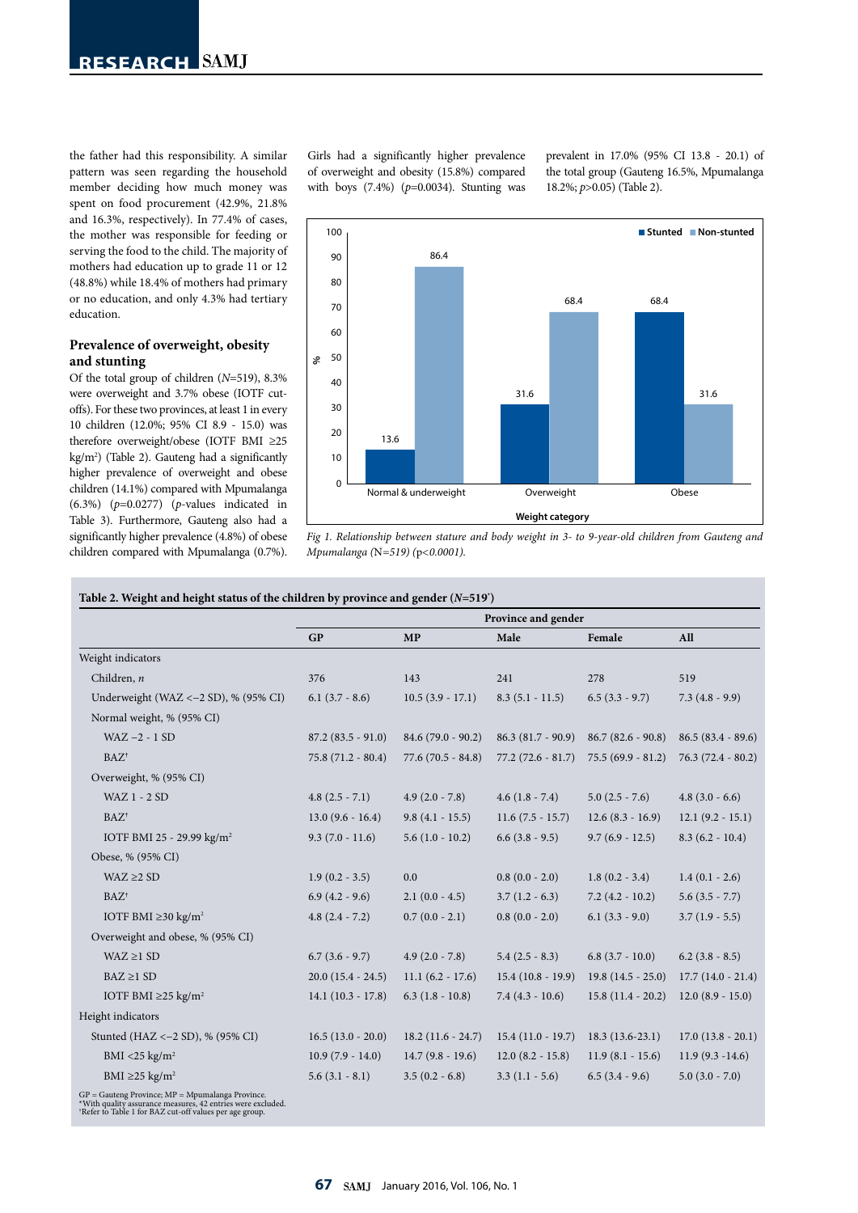the father had this responsibility. A similar pattern was seen regarding the household member deciding how much money was spent on food procurement (42.9%, 21.8% and 16.3%, respectively). In 77.4% of cases, the mother was responsible for feeding or serving the food to the child. The majority of mothers had education up to grade 11 or 12 (48.8%) while 18.4% of mothers had primary or no education, and only 4.3% had tertiary education.

## Prevalence of overweight, obesity and stunting

Of the total group of children (*N*=519), 8.3% were overweight and 3.7% obese (IOTF cut-offs). For these two provinces, at least 1 in every 10 children (12.0%; 95% CI 8.9 - 15.0) was therefore overweight/obese (IOTF BMI ≥25 kg/m²) (Table 2). Gauteng had a significantly higher prevalence of overweight and obese children (14.1%) compared with Mpumalanga (6.3%) ($p$=0.0277) ($p$-values indicated in Table 3). Furthermore, Gauteng also had a significantly higher prevalence (4.8%) of obese children compared with Mpumalanga (0.7%). Girls had a significantly higher prevalence of overweight and obesity (15.8%) compared with boys (7.4%) ($p$=0.0034). Stunting was prevalent in 17.0% (95% CI 13.8 - 20.1) of the total group (Gauteng 16.5%, Mpumalanga 18.2%; $p$>0.05) (Table 2).

| Weight category | Stunted (%) | Non-stunted (%) |
|---|---|---|
| Normal & underweight | 13.6 | 86.4 |
| Overweight | 31.6 | 68.4 |
| Obese | 68.4 | 31.6 |

*Fig 1. Relationship between stature and body weight in 3- to 9-year-old children from Gauteng and Mpumalanga (N=519) ($p$<0.0001).*

**Table 2. Weight and height status of the children by province and gender (*N*=519*)**

| | Province and gender | | | | |
|---|---|---|---|---|---|
| | **GP** | **MP** | **Male** | **Female** | **All** |
| Weight indicators | | | | | |
| Children, *n* | 376 | 143 | 241 | 278 | 519 |
| Underweight (WAZ <–2 SD), % (95% CI) | 6.1 (3.7 - 8.6) | 10.5 (3.9 - 17.1) | 8.3 (5.1 - 11.5) | 6.5 (3.3 - 9.7) | 7.3 (4.8 - 9.9) |
| Normal weight, % (95% CI) | | | | | |
| WAZ –2 - 1 SD | 87.2 (83.5 - 91.0) | 84.6 (79.0 - 90.2) | 86.3 (81.7 - 90.9) | 86.7 (82.6 - 90.8) | 86.5 (83.4 - 89.6) |
| BAZ† | 75.8 (71.2 - 80.4) | 77.6 (70.5 - 84.8) | 77.2 (72.6 - 81.7) | 75.5 (69.9 - 81.2) | 76.3 (72.4 - 80.2) |
| Overweight, % (95% CI) | | | | | |
| WAZ 1 - 2 SD | 4.8 (2.5 - 7.1) | 4.9 (2.0 - 7.8) | 4.6 (1.8 - 7.4) | 5.0 (2.5 - 7.6) | 4.8 (3.0 - 6.6) |
| BAZ† | 13.0 (9.6 - 16.4) | 9.8 (4.1 - 15.5) | 11.6 (7.5 - 15.7) | 12.6 (8.3 - 16.9) | 12.1 (9.2 - 15.1) |
| IOTF BMI 25 - 29.99 kg/m² | 9.3 (7.0 - 11.6) | 5.6 (1.0 - 10.2) | 6.6 (3.8 - 9.5) | 9.7 (6.9 - 12.5) | 8.3 (6.2 - 10.4) |
| Obese, % (95% CI) | | | | | |
| WAZ ≥2 SD | 1.9 (0.2 - 3.5) | 0.0 | 0.8 (0.0 - 2.0) | 1.8 (0.2 - 3.4) | 1.4 (0.1 - 2.6) |
| BAZ† | 6.9 (4.2 - 9.6) | 2.1 (0.0 - 4.5) | 3.7 (1.2 - 6.3) | 7.2 (4.2 - 10.2) | 5.6 (3.5 - 7.7) |
| IOTF BMI ≥30 kg/m² | 4.8 (2.4 - 7.2) | 0.7 (0.0 - 2.1) | 0.8 (0.0 - 2.0) | 6.1 (3.3 - 9.0) | 3.7 (1.9 - 5.5) |
| Overweight and obese, % (95% CI) | | | | | |
| WAZ ≥1 SD | 6.7 (3.6 - 9.7) | 4.9 (2.0 - 7.8) | 5.4 (2.5 - 8.3) | 6.8 (3.7 - 10.0) | 6.2 (3.8 - 8.5) |
| BAZ ≥1 SD | 20.0 (15.4 - 24.5) | 11.1 (6.2 - 17.6) | 15.4 (10.8 - 19.9) | 19.8 (14.5 - 25.0) | 17.7 (14.0 - 21.4) |
| IOTF BMI ≥25 kg/m² | 14.1 (10.3 - 17.8) | 6.3 (1.8 - 10.8) | 7.4 (4.3 - 10.6) | 15.8 (11.4 - 20.2) | 12.0 (8.9 - 15.0) |
| Height indicators | | | | | |
| Stunted (HAZ <–2 SD), % (95% CI) | 16.5 (13.0 - 20.0) | 18.2 (11.6 - 24.7) | 15.4 (11.0 - 19.7) | 18.3 (13.6-23.1) | 17.0 (13.8 - 20.1) |
| BMI <25 kg/m² | 10.9 (7.9 - 14.0) | 14.7 (9.8 - 19.6) | 12.0 (8.2 - 15.8) | 11.9 (8.1 - 15.6) | 11.9 (9.3 -14.6) |
| BMI ≥25 kg/m² | 5.6 (3.1 - 8.1) | 3.5 (0.2 - 6.8) | 3.3 (1.1 - 5.6) | 6.5 (3.4 - 9.6) | 5.0 (3.0 - 7.0) |

GP = Gauteng Province; MP = Mpumalanga Province.
*With quality assurance measures, 42 entries were excluded.
†Refer to Table 1 for BAZ cut-off values per age group.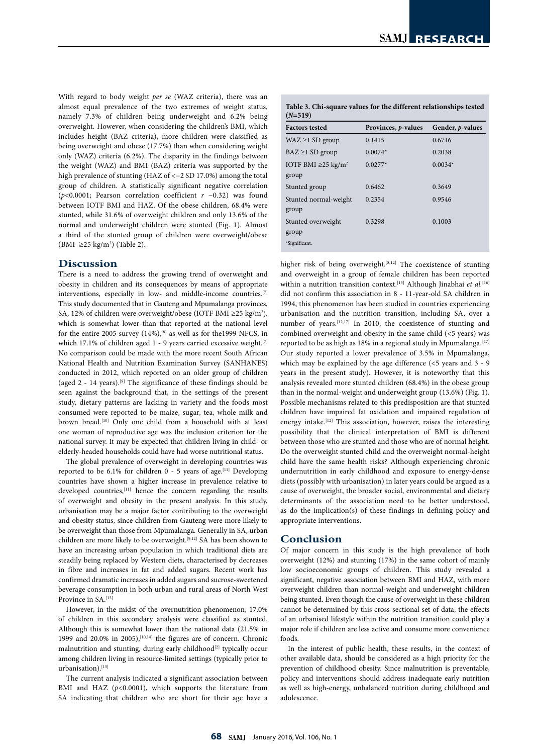With regard to body weight *per se* (WAZ criteria), there was an almost equal prevalence of the two extremes of weight status, namely 7.3% of children being underweight and 6.2% being overweight. However, when considering the children's BMI, which includes height (BAZ criteria), more children were classified as being overweight and obese (17.7%) than when considering weight only (WAZ) criteria (6.2%). The disparity in the findings between the weight (WAZ) and BMI (BAZ) criteria was supported by the high prevalence of stunting (HAZ of <−2 SD 17.0%) among the total group of children. A statistically significant negative correlation ($p$<0.0001; Pearson correlation coefficient $r$ −0.32) was found between IOTF BMI and HAZ. Of the obese children, 68.4% were stunted, while 31.6% of overweight children and only 13.6% of the normal and underweight children were stunted (Fig. 1). Almost a third of the stunted group of children were overweight/obese (BMI ≥25 kg/m²) (Table 2).

**Table 3. Chi-square values for the different relationships tested (*N*=519)**

| Factors tested | Provinces, *p*-values | Gender, *p*-values |
|---|---|---|
| WAZ ≥1 SD group | 0.1415 | 0.6716 |
| BAZ ≥1 SD group | 0.0074* | 0.2038 |
| IOTF BMI ≥25 kg/m² group | 0.0277* | 0.0034* |
| Stunted group | 0.6462 | 0.3649 |
| Stunted normal-weight group | 0.2354 | 0.9546 |
| Stunted overweight group | 0.3298 | 0.1003 |

*Significant.

## Discussion

There is a need to address the growing trend of overweight and obesity in children and its consequences by means of appropriate interventions, especially in low- and middle-income countries.[7] This study documented that in Gauteng and Mpumalanga provinces, SA, 12% of children were overweight/obese (IOTF BMI ≥25 kg/m²), which is somewhat lower than that reported at the national level for the entire 2005 survey (14%),[8] as well as for the1999 NFCS, in which 17.1% of children aged 1 - 9 years carried excessive weight.[7] No comparison could be made with the more recent South African National Health and Nutrition Examination Survey (SANHANES) conducted in 2012, which reported on an older group of children (aged 2 - 14 years).[9] The significance of these findings should be seen against the background that, in the settings of the present study, dietary patterns are lacking in variety and the foods most consumed were reported to be maize, sugar, tea, whole milk and brown bread.[10] Only one child from a household with at least one woman of reproductive age was the inclusion criterion for the national survey. It may be expected that children living in child- or elderly-headed households could have had worse nutritional status.

The global prevalence of overweight in developing countries was reported to be 6.1% for children 0 - 5 years of age.[11] Developing countries have shown a higher increase in prevalence relative to developed countries,[11] hence the concern regarding the results of overweight and obesity in the present analysis. In this study, urbanisation may be a major factor contributing to the overweight and obesity status, since children from Gauteng were more likely to be overweight than those from Mpumalanga. Generally in SA, urban children are more likely to be overweight.[9,12] SA has been shown to have an increasing urban population in which traditional diets are steadily being replaced by Western diets, characterised by decreases in fibre and increases in fat and added sugars. Recent work has confirmed dramatic increases in added sugars and sucrose-sweetened beverage consumption in both urban and rural areas of North West Province in SA.[13]

However, in the midst of the overnutrition phenomenon, 17.0% of children in this secondary analysis were classified as stunted. Although this is somewhat lower than the national data (21.5% in 1999 and 20.0% in 2005),[10,14] the figures are of concern. Chronic malnutrition and stunting, during early childhood[2] typically occur among children living in resource-limited settings (typically prior to urbanisation).[15]

The current analysis indicated a significant association between BMI and HAZ ($p$<0.0001), which supports the literature from SA indicating that children who are short for their age have a higher risk of being overweight.[8,12] The coexistence of stunting and overweight in a group of female children has been reported within a nutrition transition context.[15] Although Jinabhai *et al.*[16] did not confirm this association in 8 - 11-year-old SA children in 1994, this phenomenon has been studied in countries experiencing urbanisation and the nutrition transition, including SA, over a number of years.[12,17] In 2010, the coexistence of stunting and combined overweight and obesity in the same child (<5 years) was reported to be as high as 18% in a regional study in Mpumalanga.[17] Our study reported a lower prevalence of 3.5% in Mpumalanga, which may be explained by the age difference (<5 years and 3 - 9 years in the present study). However, it is noteworthy that this analysis revealed more stunted children (68.4%) in the obese group than in the normal-weight and underweight group (13.6%) (Fig. 1). Possible mechanisms related to this predisposition are that stunted children have impaired fat oxidation and impaired regulation of energy intake.[12] This association, however, raises the interesting possibility that the clinical interpretation of BMI is different between those who are stunted and those who are of normal height. Do the overweight stunted child and the overweight normal-height child have the same health risks? Although experiencing chronic undernutrition in early childhood and exposure to energy-dense diets (possibly with urbanisation) in later years could be argued as a cause of overweight, the broader social, environmental and dietary determinants of the association need to be better understood, as do the implication(s) of these findings in defining policy and appropriate interventions.

## Conclusion

Of major concern in this study is the high prevalence of both overweight (12%) and stunting (17%) in the same cohort of mainly low socioeconomic groups of children. This study revealed a significant, negative association between BMI and HAZ, with more overweight children than normal-weight and underweight children being stunted. Even though the cause of overweight in these children cannot be determined by this cross-sectional set of data, the effects of an urbanised lifestyle within the nutrition transition could play a major role if children are less active and consume more convenience foods.

In the interest of public health, these results, in the context of other available data, should be considered as a high priority for the prevention of childhood obesity. Since malnutrition is preventable, policy and interventions should address inadequate early nutrition as well as high-energy, unbalanced nutrition during childhood and adolescence.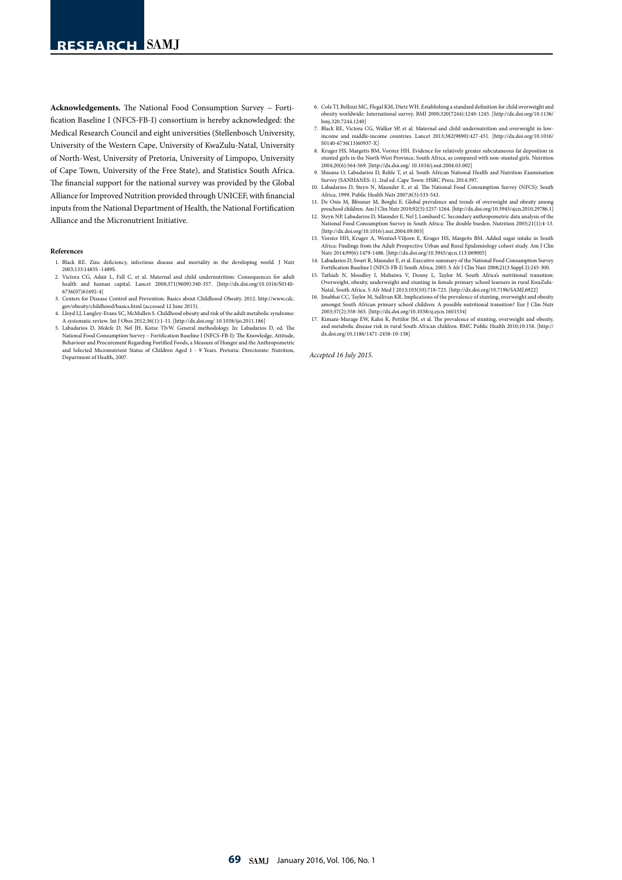**Acknowledgements.** The National Food Consumption Survey – Fortification Baseline I (NFCS-FB-I) consortium is hereby acknowledged: the Medical Research Council and eight universities (Stellenbosch University, University of the Western Cape, University of KwaZulu-Natal, University of North-West, University of Pretoria, University of Limpopo, University of Cape Town, University of the Free State), and Statistics South Africa. The financial support for the national survey was provided by the Global Alliance for Improved Nutrition provided through UNICEF, with financial inputs from the National Department of Health, the National Fortification Alliance and the Micronutrient Initiative.

**References**

1. Black RE. Zinc deficiency, infectious disease and mortality in the developing world. J Nutr 2003;133:1485S -1489S.
2. Victora CG, Adair L, Fall C, et al. Maternal and child undernutrition: Consequences for adult health and human capital. Lancet 2008;371(9609):340-357. [http://dx.doi.org/10.1016/S0140-6736(07)61692-4]
3. Centers for Disease Control and Prevention. Basics about Childhood Obesity. 2012. http://www.cdc.gov/obesity/childhood/basics.html (accessed 12 June 2015).
4. Lloyd LJ, Langley-Evans SC, McMullen S. Childhood obesity and risk of the adult metabolic syndrome: A systematic review. Int J Obes 2012;36(1):1-11. [http://dx.doi.org/ 10.1038/ijo.2011.186]
5. Labadarios D, Molefe D, Nel JH, Kotze TJvW. General methodology. In: Labadarios D, ed. The National Food Consumption Survey – Fortification Baseline I (NFCS-FB-I): The Knowledge, Attitude, Behaviour and Procurement Regarding Fortified Foods, a Measure of Hunger and the Anthropometric and Selected Micronutrient Status of Children Aged 1 - 9 Years. Pretoria: Directorate: Nutrition, Department of Health, 2007.
6. Cole TJ, Bellizzi MC, Flegal KM, Dietz WH. Establishing a standard definition for child overweight and obesity worldwide: International survey. BMJ 2000;320(7244):1240-1245. [http://dx.doi.org/10.1136/bmj.320.7244.1240]
7. Black RE, Victora CG, Walker SP, et al. Maternal and child undernutrition and overweight in low-income and middle-income countries. Lancet 2013;382(9890):427-451. [http://dx.doi.org/10.1016/S0140-6736(13)60937-X]
8. Kruger HS, Margetts BM, Vorster HH. Evidence for relatively greater subcutaneous fat deposition in stunted girls in the North West Province, South Africa, as compared with non-stunted girls. Nutrition 2004;20(6):564-569. [http://dx.doi.org/ 10.1016/j.nut.2004.03.002]
9. Shisana O, Labadarios D, Rehle T, et al. South African National Health and Nutrition Examination Survey (SANHANES-1). 2nd ed. Cape Town: HSRC Press, 2014:397.
10. Labadarios D, Steyn N, Maunder E, et al. The National Food Consumption Survey (NFCS): South Africa, 1999. Public Health Nutr 2007;8(5):533-543.
11. De Onis M, Blössner M, Borghi E. Global prevalence and trends of overweight and obesity among preschool children. Am J Clin Nutr 2010;92(5):1257-1264. [http://dx.doi.org/10.3945/ajcn.2010.29786.1]
12. Steyn NP, Labadarios D, Maunder E, Nel J, Lombard C. Secondary anthropometric data analysis of the National Food Consumption Survey in South Africa: The double burden. Nutrition 2005;21(1):4-13. [http://dx.doi.org/10.1016/j.nut.2004.09.003]
13. Vorster HH, Kruger A, Wentzel-Viljoen E, Kruger HS, Margetts BM. Added sugar intake in South Africa: Findings from the Adult Prospective Urban and Rural Epidemiology cohort study. Am J Clin Nutr 2014;99(6):1479-1486. [http://dx.doi.org/10.3945/ajcn.113.069005]
14. Labadarios D, Swart R, Maunder E, et al. Executive summary of the National Food Consumption Survey Fortification Baseline I (NFCS-FB-I) South Africa, 2005. S Afr J Clin Nutr 2008;21(3 Suppl 2):245-300.
15. Tathiah N, Moodley I, Mubaiwa V, Denny L, Taylor M. South Africa's nutritional transition: Overweight, obesity, underweight and stunting in female primary school learners in rural KwaZulu-Natal, South Africa. S Afr Med J 2013;103(10):718-723. [http://dx.doi.org/10.7196/SAMJ.6922]
16. Jinabhai CC, Taylor M, Sullivan KR. Implications of the prevalence of stunting, overweight and obesity amongst South African primary school children: A possible nutritional transition? Eur J Clin Nutr 2003;57(2):358-365. [http://dx.doi.org/10.1038/sj.ejcn.1601534]
17. Kimani-Murage EW, Kahn K, Pettifor JM, et al. The prevalence of stunting, overweight and obesity, and metabolic disease risk in rural South African children. BMC Public Health 2010;10:158. [http://dx.doi.org/10.1186/1471-2458-10-158]

*Accepted 16 July 2015.*